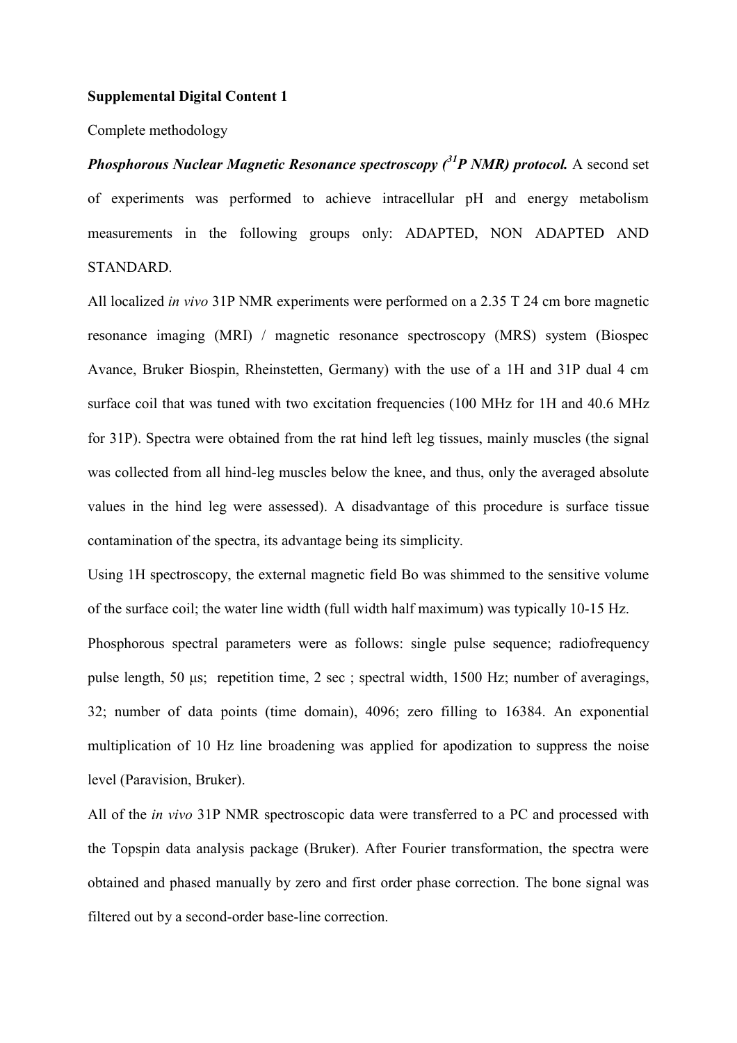**Supplemental Digital Content 1**

Complete methodology

***Phosphorous Nuclear Magnetic Resonance spectroscopy ($^{31}$P NMR) protocol.*** A second set of experiments was performed to achieve intracellular pH and energy metabolism measurements in the following groups only: ADAPTED, NON ADAPTED AND STANDARD.

All localized *in vivo* 31P NMR experiments were performed on a 2.35 T 24 cm bore magnetic resonance imaging (MRI) / magnetic resonance spectroscopy (MRS) system (Biospec Avance, Bruker Biospin, Rheinstetten, Germany) with the use of a 1H and 31P dual 4 cm surface coil that was tuned with two excitation frequencies (100 MHz for 1H and 40.6 MHz for 31P). Spectra were obtained from the rat hind left leg tissues, mainly muscles (the signal was collected from all hind-leg muscles below the knee, and thus, only the averaged absolute values in the hind leg were assessed). A disadvantage of this procedure is surface tissue contamination of the spectra, its advantage being its simplicity.

Using 1H spectroscopy, the external magnetic field Bo was shimmed to the sensitive volume of the surface coil; the water line width (full width half maximum) was typically 10-15 Hz.

Phosphorous spectral parameters were as follows: single pulse sequence; radiofrequency pulse length, 50 μs; repetition time, 2 sec ; spectral width, 1500 Hz; number of averagings, 32; number of data points (time domain), 4096; zero filling to 16384. An exponential multiplication of 10 Hz line broadening was applied for apodization to suppress the noise level (Paravision, Bruker).

All of the *in vivo* 31P NMR spectroscopic data were transferred to a PC and processed with the Topspin data analysis package (Bruker). After Fourier transformation, the spectra were obtained and phased manually by zero and first order phase correction. The bone signal was filtered out by a second-order base-line correction.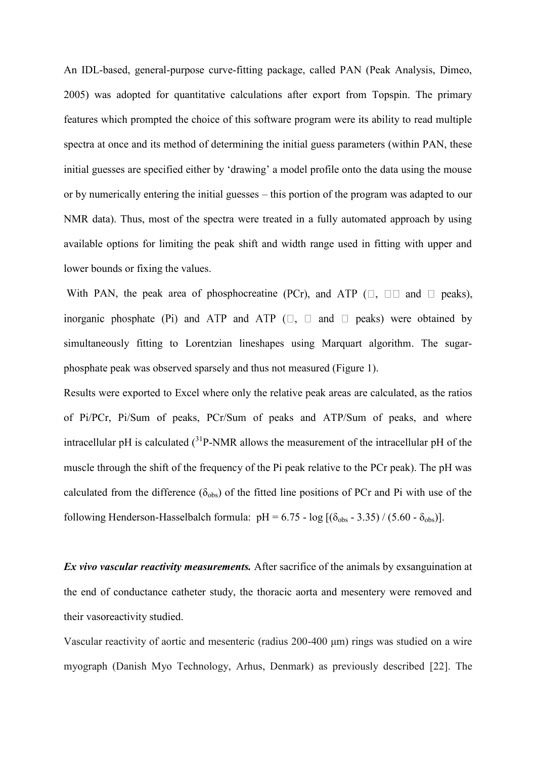An IDL-based, general-purpose curve-fitting package, called PAN (Peak Analysis, Dimeo, 2005) was adopted for quantitative calculations after export from Topspin. The primary features which prompted the choice of this software program were its ability to read multiple spectra at once and its method of determining the initial guess parameters (within PAN, these initial guesses are specified either by 'drawing' a model profile onto the data using the mouse or by numerically entering the initial guesses – this portion of the program was adapted to our NMR data). Thus, most of the spectra were treated in a fully automated approach by using available options for limiting the peak shift and width range used in fitting with upper and lower bounds or fixing the values.

With PAN, the peak area of phosphocreatine (PCr), and ATP (□, □□ and □ peaks), inorganic phosphate (Pi) and ATP and ATP (□, □ and □ peaks) were obtained by simultaneously fitting to Lorentzian lineshapes using Marquart algorithm. The sugar-phosphate peak was observed sparsely and thus not measured (Figure 1).

Results were exported to Excel where only the relative peak areas are calculated, as the ratios of Pi/PCr, Pi/Sum of peaks, PCr/Sum of peaks and ATP/Sum of peaks, and where intracellular pH is calculated ($^{31}$P-NMR allows the measurement of the intracellular pH of the muscle through the shift of the frequency of the Pi peak relative to the PCr peak). The pH was calculated from the difference ($\delta_{obs}$) of the fitted line positions of PCr and Pi with use of the following Henderson-Hasselbalch formula: $pH = 6.75 - \log [(\delta_{obs} - 3.35) / (5.60 - \delta_{obs})]$.

***Ex vivo vascular reactivity measurements.*** After sacrifice of the animals by exsanguination at the end of conductance catheter study, the thoracic aorta and mesentery were removed and their vasoreactivity studied.

Vascular reactivity of aortic and mesenteric (radius 200-400 µm) rings was studied on a wire myograph (Danish Myo Technology, Arhus, Denmark) as previously described [22]. The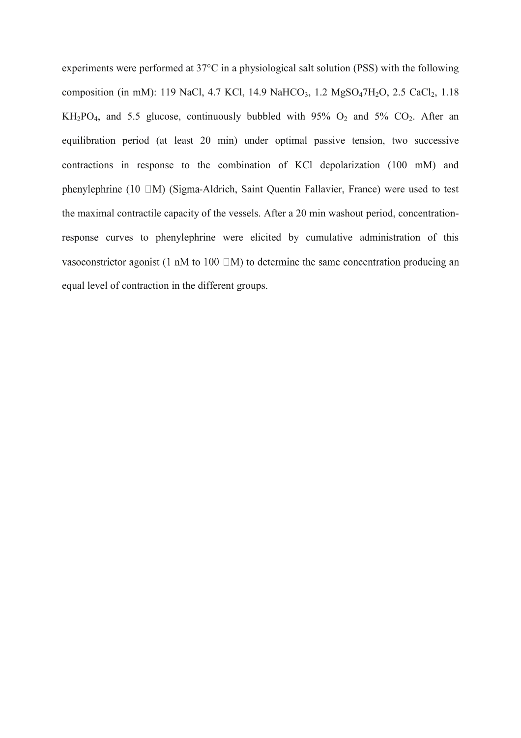experiments were performed at 37°C in a physiological salt solution (PSS) with the following composition (in mM): 119 NaCl, 4.7 KCl, 14.9 $NaHCO_3$, 1.2 $MgSO_47H_2O$, 2.5 $CaCl_2$, 1.18 $KH_2PO_4$, and 5.5 glucose, continuously bubbled with 95% $O_2$ and 5% $CO_2$. After an equilibration period (at least 20 min) under optimal passive tension, two successive contractions in response to the combination of KCl depolarization (100 mM) and phenylephrine (10 μM) (Sigma-Aldrich, Saint Quentin Fallavier, France) were used to test the maximal contractile capacity of the vessels. After a 20 min washout period, concentration-response curves to phenylephrine were elicited by cumulative administration of this vasoconstrictor agonist (1 nM to 100 μM) to determine the same concentration producing an equal level of contraction in the different groups.